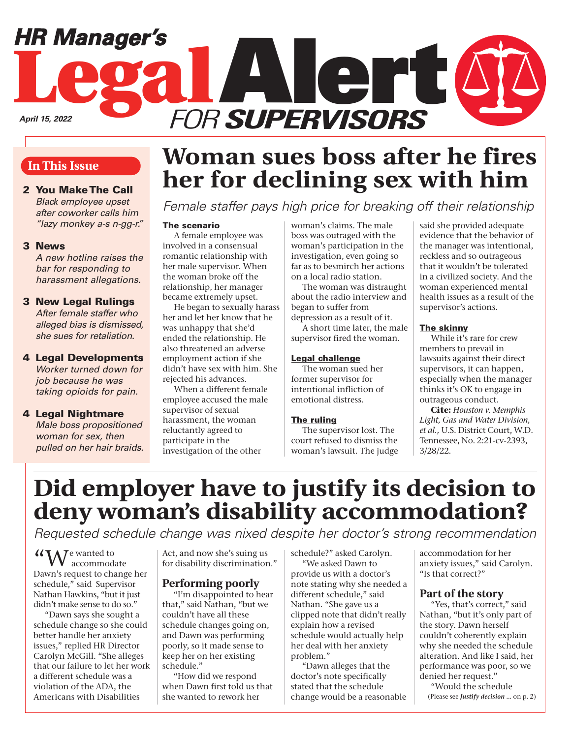# HR Manager's Legal Alert FOR SUPERVISORS

*April 15, 2022*

## In This Issue

**2 You Make The Call**
*Black employee upset after coworker calls him "lazy monkey a-s n-gg-r."*

**3 News**
*A new hotline raises the bar for responding to harassment allegations.*

**3 New Legal Rulings**
*After female staffer who alleged bias is dismissed, she sues for retaliation.*

**4 Legal Developments**
*Worker turned down for job because he was taking opioids for pain.*

**4 Legal Nightmare**
*Male boss propositioned woman for sex, then pulled on her hair braids.*

# Woman sues boss after he fires her for declining sex with him

*Female staffer pays high price for breaking off their relationship*

**The scenario**

A female employee was involved in a consensual romantic relationship with her male supervisor. When the woman broke off the relationship, her manager became extremely upset.

He began to sexually harass her and let her know that he was unhappy that she'd ended the relationship. He also threatened an adverse employment action if she didn't have sex with him. She rejected his advances.

When a different female employee accused the male supervisor of sexual harassment, the woman reluctantly agreed to participate in the investigation of the other woman's claims. The male boss was outraged with the woman's participation in the investigation, even going so far as to besmirch her actions on a local radio station.

The woman was distraught about the radio interview and began to suffer from depression as a result of it.

A short time later, the male supervisor fired the woman.

**Legal challenge**

The woman sued her former supervisor for intentional infliction of emotional distress.

**The ruling**

The supervisor lost. The court refused to dismiss the woman's lawsuit. The judge said she provided adequate evidence that the behavior of the manager was intentional, reckless and so outrageous that it wouldn't be tolerated in a civilized society. And the woman experienced mental health issues as a result of the supervisor's actions.

**The skinny**

While it's rare for crew members to prevail in lawsuits against their direct supervisors, it can happen, especially when the manager thinks it's OK to engage in outrageous conduct.

**Cite:** *Houston v. Memphis Light, Gas and Water Division, et al.,* U.S. District Court, W.D. Tennessee, No. 2:21-cv-2393, 3/28/22.

# Did employer have to justify its decision to deny woman's disability accommodation?

*Requested schedule change was nixed despite her doctor's strong recommendation*

"We wanted to accommodate Dawn's request to change her schedule," said Supervisor Nathan Hawkins, "but it just didn't make sense to do so."

"Dawn says she sought a schedule change so she could better handle her anxiety issues," replied HR Director Carolyn McGill. "She alleges that our failure to let her work a different schedule was a violation of the ADA, the Americans with Disabilities Act, and now she's suing us for disability discrimination."

## Performing poorly

"I'm disappointed to hear that," said Nathan, "but we couldn't have all these schedule changes going on, and Dawn was performing poorly, so it made sense to keep her on her existing schedule."

"How did we respond when Dawn first told us that she wanted to rework her schedule?" asked Carolyn.

"We asked Dawn to provide us with a doctor's note stating why she needed a different schedule," said Nathan. "She gave us a clipped note that didn't really explain how a revised schedule would actually help her deal with her anxiety problem."

"Dawn alleges that the doctor's note specifically stated that the schedule change would be a reasonable accommodation for her anxiety issues," said Carolyn. "Is that correct?"

## Part of the story

"Yes, that's correct," said Nathan, "but it's only part of the story. Dawn herself couldn't coherently explain why she needed the schedule alteration. And like I said, her performance was poor, so we denied her request."

"Would the schedule

(Please see ***Justify decision*** ... on p. 2)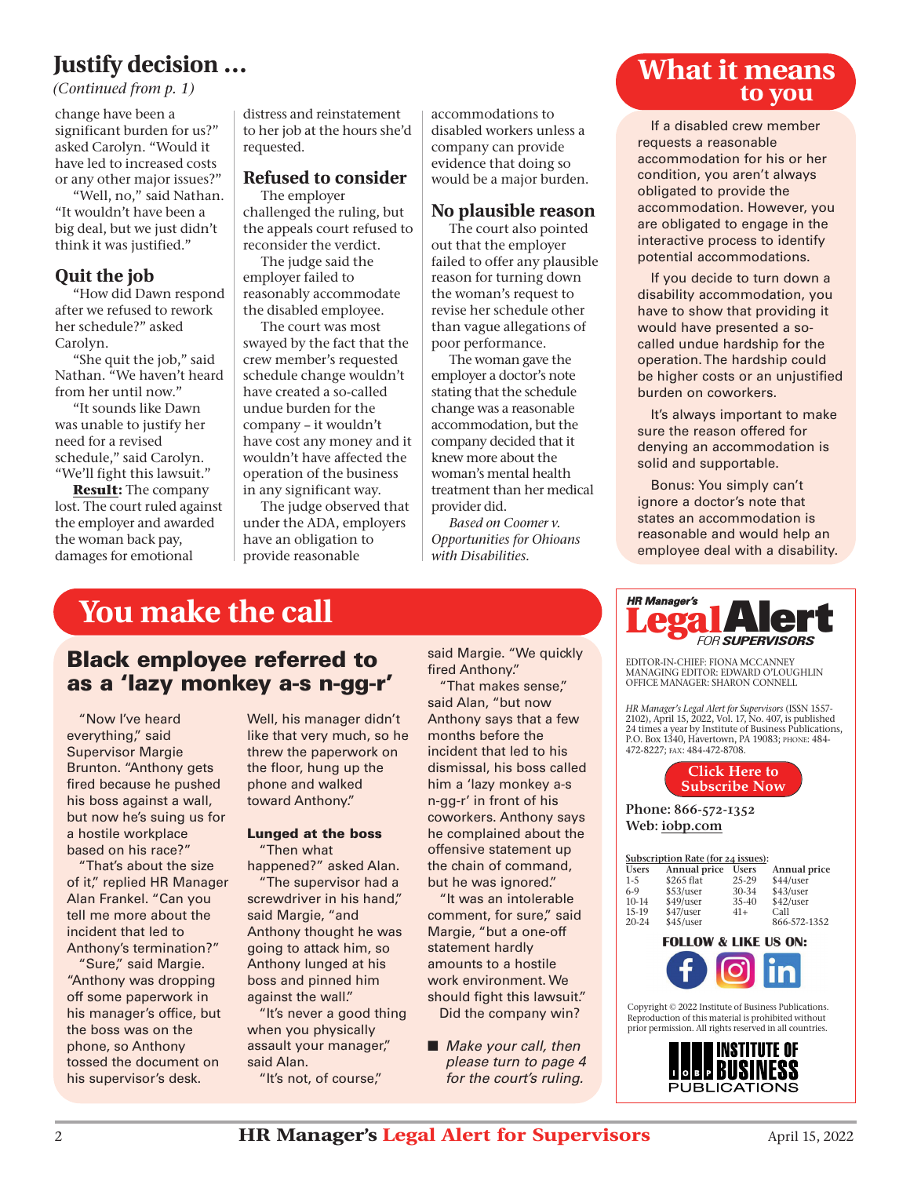## Justify decision …

*(Continued from p. 1)*

change have been a significant burden for us?" asked Carolyn. "Would it have led to increased costs or any other major issues?"

"Well, no," said Nathan. "It wouldn't have been a big deal, but we just didn't think it was justified."

### Quit the job

"How did Dawn respond after we refused to rework her schedule?" asked Carolyn.

"She quit the job," said Nathan. "We haven't heard from her until now."

"It sounds like Dawn was unable to justify her need for a revised schedule," said Carolyn. "We'll fight this lawsuit."

**Result:** The company lost. The court ruled against the employer and awarded the woman back pay, damages for emotional distress and reinstatement to her job at the hours she'd requested.

### Refused to consider

The employer challenged the ruling, but the appeals court refused to reconsider the verdict.

The judge said the employer failed to reasonably accommodate the disabled employee.

The court was most swayed by the fact that the crew member's requested schedule change wouldn't have created a so-called undue burden for the company – it wouldn't have cost any money and it wouldn't have affected the operation of the business in any significant way.

The judge observed that under the ADA, employers have an obligation to provide reasonable accommodations to disabled workers unless a company can provide evidence that doing so would be a major burden.

### No plausible reason

The court also pointed out that the employer failed to offer any plausible reason for turning down the woman's request to revise her schedule other than vague allegations of poor performance.

The woman gave the employer a doctor's note stating that the schedule change was a reasonable accommodation, but the company decided that it knew more about the woman's mental health treatment than her medical provider did.

*Based on Coomer v. Opportunities for Ohioans with Disabilities.*

## What it means to you

If a disabled crew member requests a reasonable accommodation for his or her condition, you aren't always obligated to provide the accommodation. However, you are obligated to engage in the interactive process to identify potential accommodations.

If you decide to turn down a disability accommodation, you have to show that providing it would have presented a so-called undue hardship for the operation. The hardship could be higher costs or an unjustified burden on coworkers.

It's always important to make sure the reason offered for denying an accommodation is solid and supportable.

Bonus: You simply can't ignore a doctor's note that states an accommodation is reasonable and would help an employee deal with a disability.

## You make the call

### Black employee referred to as a 'lazy monkey a-s n-gg-r'

"Now I've heard everything," said Supervisor Margie Brunton. "Anthony gets fired because he pushed his boss against a wall, but now he's suing us for a hostile workplace based on his race?"

"That's about the size of it," replied HR Manager Alan Frankel. "Can you tell me more about the incident that led to Anthony's termination?"

"Sure," said Margie. "Anthony was dropping off some paperwork in his manager's office, but the boss was on the phone, so Anthony tossed the document on his supervisor's desk. Well, his manager didn't like that very much, so he threw the paperwork on the floor, hung up the phone and walked toward Anthony."

#### Lunged at the boss

"Then what happened?" asked Alan.

"The supervisor had a screwdriver in his hand," said Margie, "and Anthony thought he was going to attack him, so Anthony lunged at his boss and pinned him against the wall."

"It's never a good thing when you physically assault your manager," said Alan.

"It's not, of course," said Margie. "We quickly fired Anthony."

"That makes sense," said Alan, "but now Anthony says that a few months before the incident that led to his dismissal, his boss called him a 'lazy monkey a-s n-gg-r' in front of his coworkers. Anthony says he complained about the offensive statement up the chain of command, but he was ignored."

"It was an intolerable comment, for sure," said Margie, "but a one-off statement hardly amounts to a hostile work environment. We should fight this lawsuit."

Did the company win?

■ *Make your call, then please turn to page 4 for the court's ruling.*

---

**HR Manager's Legal Alert FOR SUPERVISORS**

EDITOR-IN-CHIEF: FIONA MCCANNEY
MANAGING EDITOR: EDWARD O'LOUGHLIN
OFFICE MANAGER: SHARON CONNELL

*HR Manager's Legal Alert for Supervisors* (ISSN 1557-2102), April 15, 2022, Vol. 17, No. 407, is published 24 times a year by Institute of Business Publications, P.O. Box 1340, Havertown, PA 19083; PHONE: 484-472-8227; FAX: 484-472-8708.

Click Here to Subscribe Now

Phone: 866-572-1352
Web: iobp.com

Subscription Rate (for 24 issues):

| Users | Annual price | Users | Annual price |
|---|---|---|---|
| 1-5 | $265 flat | 25-29 | $44/user |
| 6-9 | $53/user | 30-34 | $43/user |
| 10-14 | $49/user | 35-40 | $42/user |
| 15-19 | $47/user | 41+ | Call 866-572-1352 |
| 20-24 | $45/user | | |

FOLLOW & LIKE US ON:

Copyright © 2022 Institute of Business Publications. Reproduction of this material is prohibited without prior permission. All rights reserved in all countries.

INSTITUTE OF BUSINESS PUBLICATIONS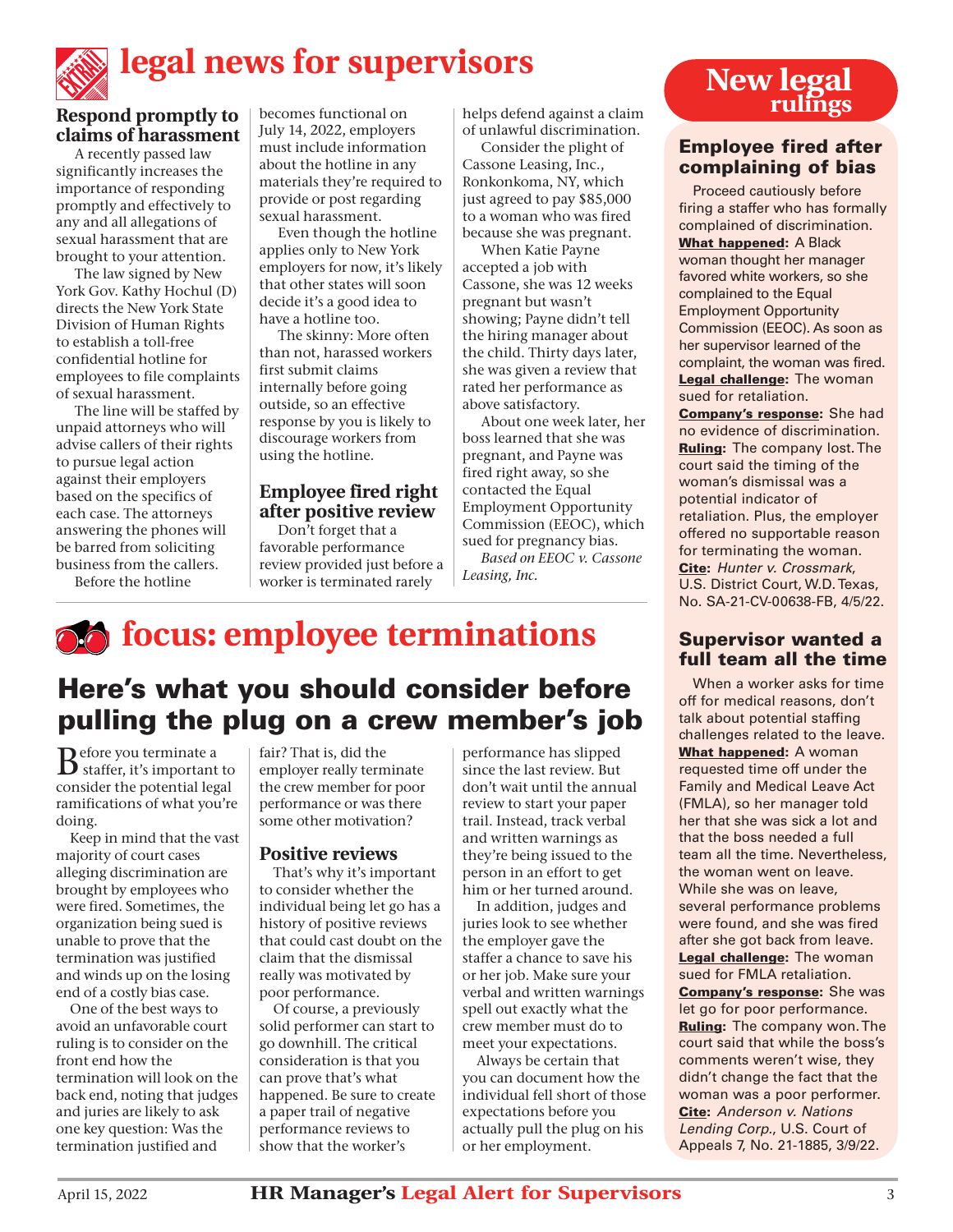# legal news for supervisors

## Respond promptly to claims of harassment

A recently passed law significantly increases the importance of responding promptly and effectively to any and all allegations of sexual harassment that are brought to your attention.

The law signed by New York Gov. Kathy Hochul (D) directs the New York State Division of Human Rights to establish a toll-free confidential hotline for employees to file complaints of sexual harassment.

The line will be staffed by unpaid attorneys who will advise callers of their rights to pursue legal action against their employers based on the specifics of each case. The attorneys answering the phones will be barred from soliciting business from the callers.

Before the hotline becomes functional on July 14, 2022, employers must include information about the hotline in any materials they're required to provide or post regarding sexual harassment.

Even though the hotline applies only to New York employers for now, it's likely that other states will soon decide it's a good idea to have a hotline too.

The skinny: More often than not, harassed workers first submit claims internally before going outside, so an effective response by you is likely to discourage workers from using the hotline.

## Employee fired right after positive review

Don't forget that a favorable performance review provided just before a worker is terminated rarely helps defend against a claim of unlawful discrimination.

Consider the plight of Cassone Leasing, Inc., Ronkonkoma, NY, which just agreed to pay $85,000 to a woman who was fired because she was pregnant.

When Katie Payne accepted a job with Cassone, she was 12 weeks pregnant but wasn't showing; Payne didn't tell the hiring manager about the child. Thirty days later, she was given a review that rated her performance as above satisfactory.

About one week later, her boss learned that she was pregnant, and Payne was fired right away, so she contacted the Equal Employment Opportunity Commission (EEOC), which sued for pregnancy bias.

*Based on EEOC v. Cassone Leasing, Inc.*

# focus: employee terminations

## Here's what you should consider before pulling the plug on a crew member's job

Before you terminate a staffer, it's important to consider the potential legal ramifications of what you're doing.

Keep in mind that the vast majority of court cases alleging discrimination are brought by employees who were fired. Sometimes, the organization being sued is unable to prove that the termination was justified and winds up on the losing end of a costly bias case.

One of the best ways to avoid an unfavorable court ruling is to consider on the front end how the termination will look on the back end, noting that judges and juries are likely to ask one key question: Was the termination justified and fair? That is, did the employer really terminate the crew member for poor performance or was there some other motivation?

### Positive reviews

That's why it's important to consider whether the individual being let go has a history of positive reviews that could cast doubt on the claim that the dismissal really was motivated by poor performance.

Of course, a previously solid performer can start to go downhill. The critical consideration is that you can prove that's what happened. Be sure to create a paper trail of negative performance reviews to show that the worker's performance has slipped since the last review. But don't wait until the annual review to start your paper trail. Instead, track verbal and written warnings as they're being issued to the person in an effort to get him or her turned around.

In addition, judges and juries look to see whether the employer gave the staffer a chance to save his or her job. Make sure your verbal and written warnings spell out exactly what the crew member must do to meet your expectations.

Always be certain that you can document how the individual fell short of those expectations before you actually pull the plug on his or her employment.

# New legal rulings

## Employee fired after complaining of bias

Proceed cautiously before firing a staffer who has formally complained of discrimination.

**What happened:** A Black woman thought her manager favored white workers, so she complained to the Equal Employment Opportunity Commission (EEOC). As soon as her supervisor learned of the complaint, the woman was fired.

**Legal challenge:** The woman sued for retaliation.

**Company's response:** She had no evidence of discrimination.

**Ruling:** The company lost. The court said the timing of the woman's dismissal was a potential indicator of retaliation. Plus, the employer offered no supportable reason for terminating the woman.

**Cite:** *Hunter v. Crossmark*, U.S. District Court, W.D. Texas, No. SA-21-CV-00638-FB, 4/5/22.

## Supervisor wanted a full team all the time

When a worker asks for time off for medical reasons, don't talk about potential staffing challenges related to the leave.

**What happened:** A woman requested time off under the Family and Medical Leave Act (FMLA), so her manager told her that she was sick a lot and that the boss needed a full team all the time. Nevertheless, the woman went on leave. While she was on leave, several performance problems were found, and she was fired after she got back from leave.

**Legal challenge:** The woman sued for FMLA retaliation.

**Company's response:** She was let go for poor performance.

**Ruling:** The company won. The court said that while the boss's comments weren't wise, they didn't change the fact that the woman was a poor performer.

**Cite:** *Anderson v. Nations Lending Corp.*, U.S. Court of Appeals 7, No. 21-1885, 3/9/22.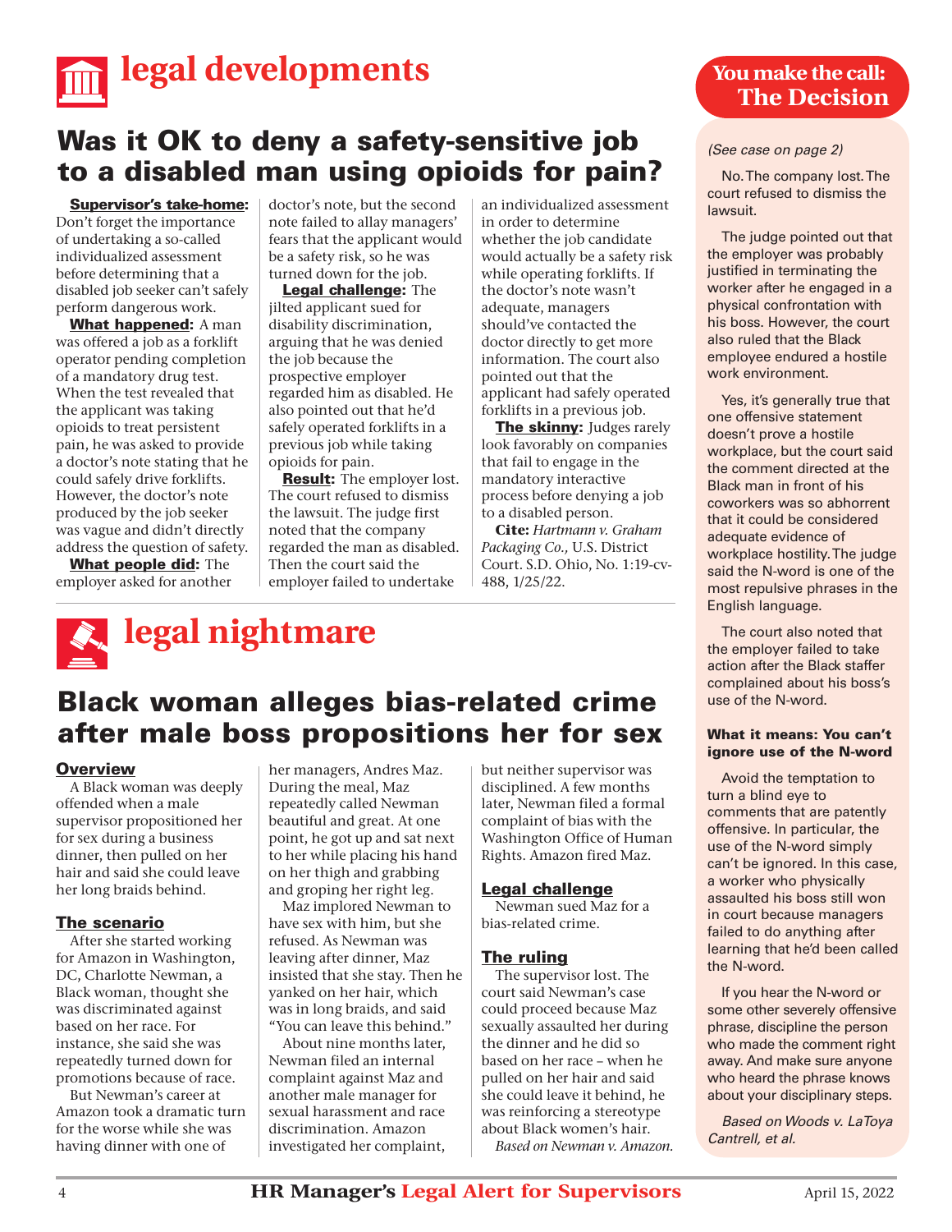# legal developments

## Was it OK to deny a safety-sensitive job to a disabled man using opioids for pain?

**Supervisor's take-home:** Don't forget the importance of undertaking a so-called individualized assessment before determining that a disabled job seeker can't safely perform dangerous work.

**What happened:** A man was offered a job as a forklift operator pending completion of a mandatory drug test. When the test revealed that the applicant was taking opioids to treat persistent pain, he was asked to provide a doctor's note stating that he could safely drive forklifts. However, the doctor's note produced by the job seeker was vague and didn't directly address the question of safety.

**What people did:** The employer asked for another doctor's note, but the second note failed to allay managers' fears that the applicant would be a safety risk, so he was turned down for the job.

**Legal challenge:** The jilted applicant sued for disability discrimination, arguing that he was denied the job because the prospective employer regarded him as disabled. He also pointed out that he'd safely operated forklifts in a previous job while taking opioids for pain.

**Result:** The employer lost. The court refused to dismiss the lawsuit. The judge first noted that the company regarded the man as disabled. Then the court said the employer failed to undertake an individualized assessment in order to determine whether the job candidate would actually be a safety risk while operating forklifts. If the doctor's note wasn't adequate, managers should've contacted the doctor directly to get more information. The court also pointed out that the applicant had safely operated forklifts in a previous job.

**The skinny:** Judges rarely look favorably on companies that fail to engage in the mandatory interactive process before denying a job to a disabled person.

**Cite:** *Hartmann v. Graham Packaging Co.,* U.S. District Court. S.D. Ohio, No. 1:19-cv-488, 1/25/22.

# legal nightmare

## Black woman alleges bias-related crime after male boss propositions her for sex

### Overview

A Black woman was deeply offended when a male supervisor propositioned her for sex during a business dinner, then pulled on her hair and said she could leave her long braids behind.

### The scenario

After she started working for Amazon in Washington, DC, Charlotte Newman, a Black woman, thought she was discriminated against based on her race. For instance, she said she was repeatedly turned down for promotions because of race.

But Newman's career at Amazon took a dramatic turn for the worse while she was having dinner with one of her managers, Andres Maz. During the meal, Maz repeatedly called Newman beautiful and great. At one point, he got up and sat next to her while placing his hand on her thigh and grabbing and groping her right leg.

Maz implored Newman to have sex with him, but she refused. As Newman was leaving after dinner, Maz insisted that she stay. Then he yanked on her hair, which was in long braids, and said "You can leave this behind."

About nine months later, Newman filed an internal complaint against Maz and another male manager for sexual harassment and race discrimination. Amazon investigated her complaint, but neither supervisor was disciplined. A few months later, Newman filed a formal complaint of bias with the Washington Office of Human Rights. Amazon fired Maz.

### Legal challenge

Newman sued Maz for a bias-related crime.

### The ruling

The supervisor lost. The court said Newman's case could proceed because Maz sexually assaulted her during the dinner and he did so based on her race – when he pulled on her hair and said she could leave it behind, he was reinforcing a stereotype about Black women's hair.

*Based on Newman v. Amazon.*

## You make the call: The Decision

*(See case on page 2)*

No. The company lost. The court refused to dismiss the lawsuit.

The judge pointed out that the employer was probably justified in terminating the worker after he engaged in a physical confrontation with his boss. However, the court also ruled that the Black employee endured a hostile work environment.

Yes, it's generally true that one offensive statement doesn't prove a hostile workplace, but the court said the comment directed at the Black man in front of his coworkers was so abhorrent that it could be considered adequate evidence of workplace hostility. The judge said the N-word is one of the most repulsive phrases in the English language.

The court also noted that the employer failed to take action after the Black staffer complained about his boss's use of the N-word.

**What it means: You can't ignore use of the N-word**

Avoid the temptation to turn a blind eye to comments that are patently offensive. In particular, the use of the N-word simply can't be ignored. In this case, a worker who physically assaulted his boss still won in court because managers failed to do anything after learning that he'd been called the N-word.

If you hear the N-word or some other severely offensive phrase, discipline the person who made the comment right away. And make sure anyone who heard the phrase knows about your disciplinary steps.

*Based on Woods v. LaToya Cantrell, et al.*